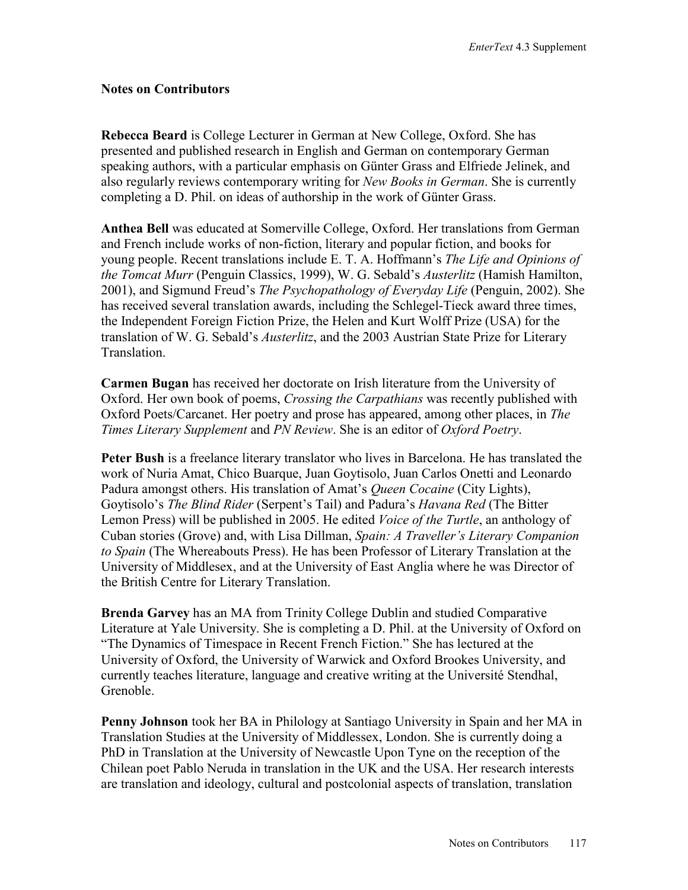**Notes on Contributors**

**Rebecca Beard** is College Lecturer in German at New College, Oxford. She has presented and published research in English and German on contemporary German speaking authors, with a particular emphasis on Günter Grass and Elfriede Jelinek, and also regularly reviews contemporary writing for *New Books in German*. She is currently completing a D. Phil. on ideas of authorship in the work of Günter Grass.

**Anthea Bell** was educated at Somerville College, Oxford. Her translations from German and French include works of non-fiction, literary and popular fiction, and books for young people. Recent translations include E. T. A. Hoffmann's *The Life and Opinions of the Tomcat Murr* (Penguin Classics, 1999), W. G. Sebald's *Austerlitz* (Hamish Hamilton, 2001), and Sigmund Freud's *The Psychopathology of Everyday Life* (Penguin, 2002). She has received several translation awards, including the Schlegel-Tieck award three times, the Independent Foreign Fiction Prize, the Helen and Kurt Wolff Prize (USA) for the translation of W. G. Sebald's *Austerlitz*, and the 2003 Austrian State Prize for Literary Translation.

**Carmen Bugan** has received her doctorate on Irish literature from the University of Oxford. Her own book of poems, *Crossing the Carpathians* was recently published with Oxford Poets/Carcanet. Her poetry and prose has appeared, among other places, in *The Times Literary Supplement* and *PN Review*. She is an editor of *Oxford Poetry*.

**Peter Bush** is a freelance literary translator who lives in Barcelona. He has translated the work of Nuria Amat, Chico Buarque, Juan Goytisolo, Juan Carlos Onetti and Leonardo Padura amongst others. His translation of Amat's *Queen Cocaine* (City Lights), Goytisolo's *The Blind Rider* (Serpent's Tail) and Padura's *Havana Red* (The Bitter Lemon Press) will be published in 2005. He edited *Voice of the Turtle*, an anthology of Cuban stories (Grove) and, with Lisa Dillman, *Spain: A Traveller's Literary Companion to Spain* (The Whereabouts Press). He has been Professor of Literary Translation at the University of Middlesex, and at the University of East Anglia where he was Director of the British Centre for Literary Translation.

**Brenda Garvey** has an MA from Trinity College Dublin and studied Comparative Literature at Yale University. She is completing a D. Phil. at the University of Oxford on "The Dynamics of Timespace in Recent French Fiction." She has lectured at the University of Oxford, the University of Warwick and Oxford Brookes University, and currently teaches literature, language and creative writing at the Université Stendhal, Grenoble.

**Penny Johnson** took her BA in Philology at Santiago University in Spain and her MA in Translation Studies at the University of Middlessex, London. She is currently doing a PhD in Translation at the University of Newcastle Upon Tyne on the reception of the Chilean poet Pablo Neruda in translation in the UK and the USA. Her research interests are translation and ideology, cultural and postcolonial aspects of translation, translation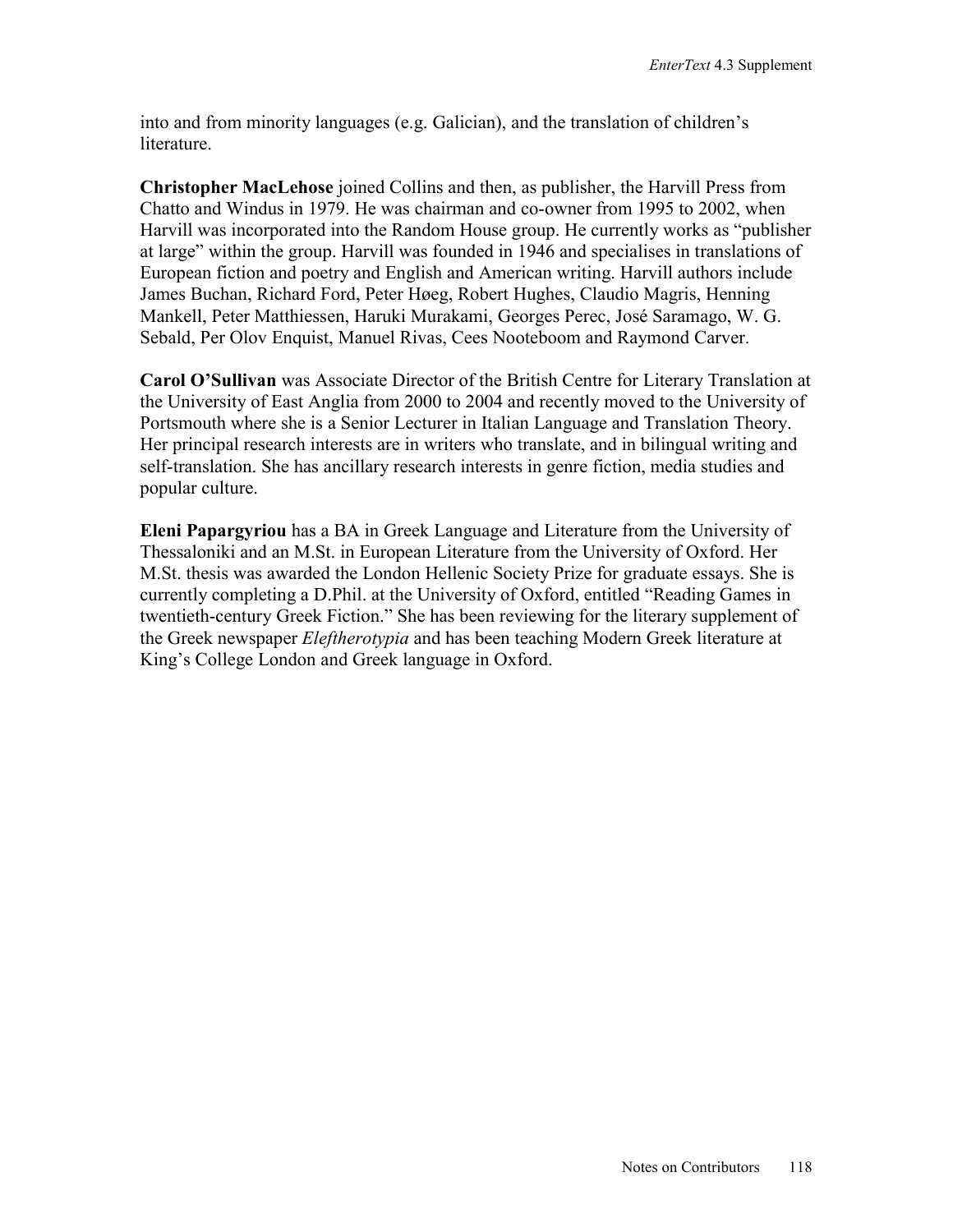into and from minority languages (e.g. Galician), and the translation of children's literature.

**Christopher MacLehose** joined Collins and then, as publisher, the Harvill Press from Chatto and Windus in 1979. He was chairman and co-owner from 1995 to 2002, when Harvill was incorporated into the Random House group. He currently works as "publisher at large" within the group. Harvill was founded in 1946 and specialises in translations of European fiction and poetry and English and American writing. Harvill authors include James Buchan, Richard Ford, Peter Høeg, Robert Hughes, Claudio Magris, Henning Mankell, Peter Matthiessen, Haruki Murakami, Georges Perec, José Saramago, W. G. Sebald, Per Olov Enquist, Manuel Rivas, Cees Nooteboom and Raymond Carver.

**Carol O'Sullivan** was Associate Director of the British Centre for Literary Translation at the University of East Anglia from 2000 to 2004 and recently moved to the University of Portsmouth where she is a Senior Lecturer in Italian Language and Translation Theory. Her principal research interests are in writers who translate, and in bilingual writing and self-translation. She has ancillary research interests in genre fiction, media studies and popular culture.

**Eleni Papargyriou** has a BA in Greek Language and Literature from the University of Thessaloniki and an M.St. in European Literature from the University of Oxford. Her M.St. thesis was awarded the London Hellenic Society Prize for graduate essays. She is currently completing a D.Phil. at the University of Oxford, entitled "Reading Games in twentieth-century Greek Fiction." She has been reviewing for the literary supplement of the Greek newspaper *Eleftherotypia* and has been teaching Modern Greek literature at King's College London and Greek language in Oxford.